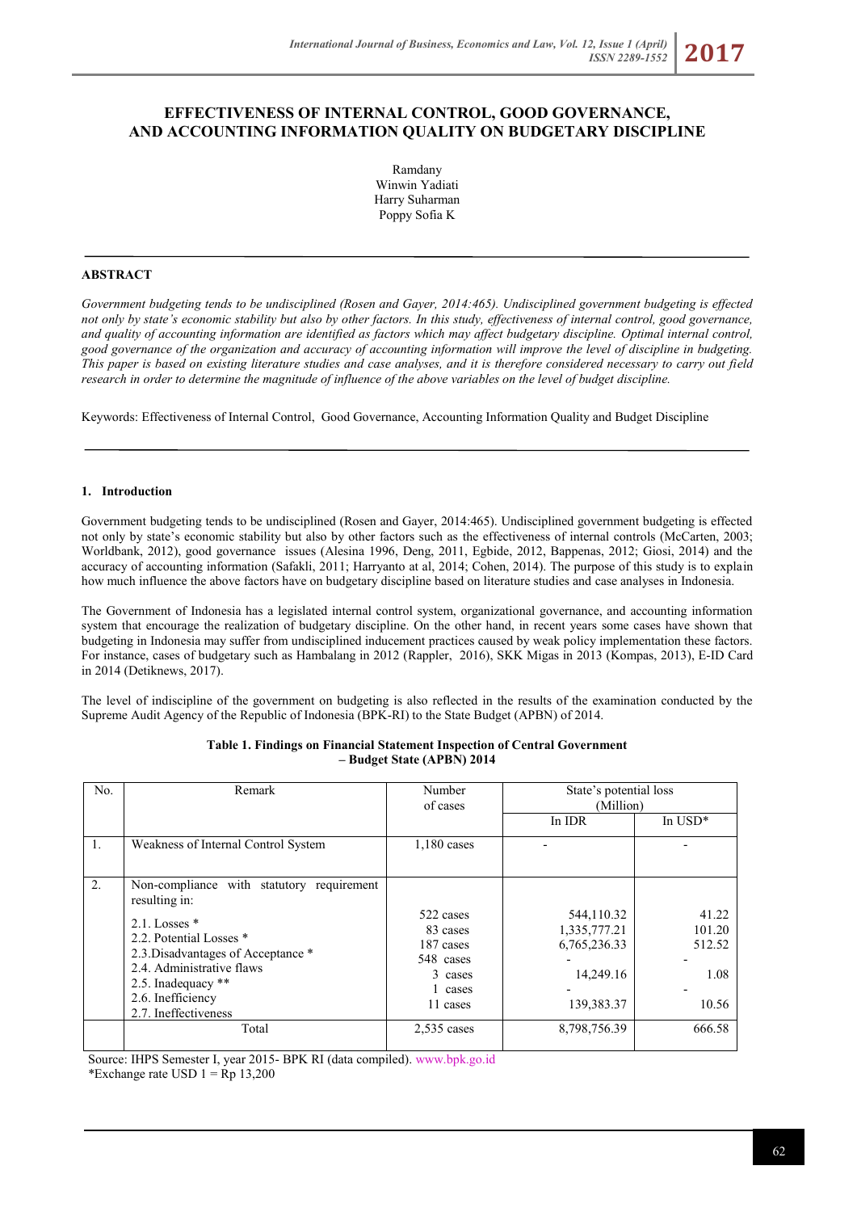# EFFECTIVENESS OF INTERNAL CONTROL, GOOD GOVERNANCE, AND ACCOUNTING INFORMATION QUALITY ON BUDGETARY DISCIPLINE

Ramdany
Winwin Yadiati
Harry Suharman
Poppy Sofia K

## ABSTRACT

*Government budgeting tends to be undisciplined (Rosen and Gayer, 2014:465). Undisciplined government budgeting is effected not only by state's economic stability but also by other factors. In this study, effectiveness of internal control, good governance, and quality of accounting information are identified as factors which may affect budgetary discipline. Optimal internal control, good governance of the organization and accuracy of accounting information will improve the level of discipline in budgeting. This paper is based on existing literature studies and case analyses, and it is therefore considered necessary to carry out field research in order to determine the magnitude of influence of the above variables on the level of budget discipline.*

Keywords: Effectiveness of Internal Control, Good Governance, Accounting Information Quality and Budget Discipline

## 1. Introduction

Government budgeting tends to be undisciplined (Rosen and Gayer, 2014:465). Undisciplined government budgeting is effected not only by state's economic stability but also by other factors such as the effectiveness of internal controls (McCarten, 2003; Worldbank, 2012), good governance issues (Alesina 1996, Deng, 2011, Egbide, 2012, Bappenas, 2012; Giosi, 2014) and the accuracy of accounting information (Safakli, 2011; Harryanto at al, 2014; Cohen, 2014). The purpose of this study is to explain how much influence the above factors have on budgetary discipline based on literature studies and case analyses in Indonesia.

The Government of Indonesia has a legislated internal control system, organizational governance, and accounting information system that encourage the realization of budgetary discipline. On the other hand, in recent years some cases have shown that budgeting in Indonesia may suffer from undisciplined inducement practices caused by weak policy implementation these factors. For instance, cases of budgetary such as Hambalang in 2012 (Rappler, 2016), SKK Migas in 2013 (Kompas, 2013), E-ID Card in 2014 (Detiknews, 2017).

The level of indiscipline of the government on budgeting is also reflected in the results of the examination conducted by the Supreme Audit Agency of the Republic of Indonesia (BPK-RI) to the State Budget (APBN) of 2014.

**Table 1. Findings on Financial Statement Inspection of Central Government – Budget State (APBN) 2014**

| No. | Remark | Number of cases | State's potential loss (Million) | |
|---|---|---|---|---|
| | | | In IDR | In USD* |
| 1. | Weakness of Internal Control System | 1,180 cases | - | - |
| 2. | Non-compliance with statutory requirement resulting in: | | | |
| | 2.1. Losses * | 522 cases | 544,110.32 | 41.22 |
| | 2.2. Potential Losses * | 83 cases | 1,335,777.21 | 101.20 |
| | 2.3.Disadvantages of Acceptance * | 187 cases | 6,765,236.33 | 512.52 |
| | 2.4. Administrative flaws | 548 cases | - | - |
| | 2.5. Inadequacy ** | 3 cases | 14,249.16 | 1.08 |
| | 2.6. Inefficiency | 1 cases | - | - |
| | 2.7. Ineffectiveness | 11 cases | 139,383.37 | 10.56 |
| | Total | 2,535 cases | 8,798,756.39 | 666.58 |

Source: IHPS Semester I, year 2015- BPK RI (data compiled). www.bpk.go.id
*Exchange rate USD 1 = Rp 13,200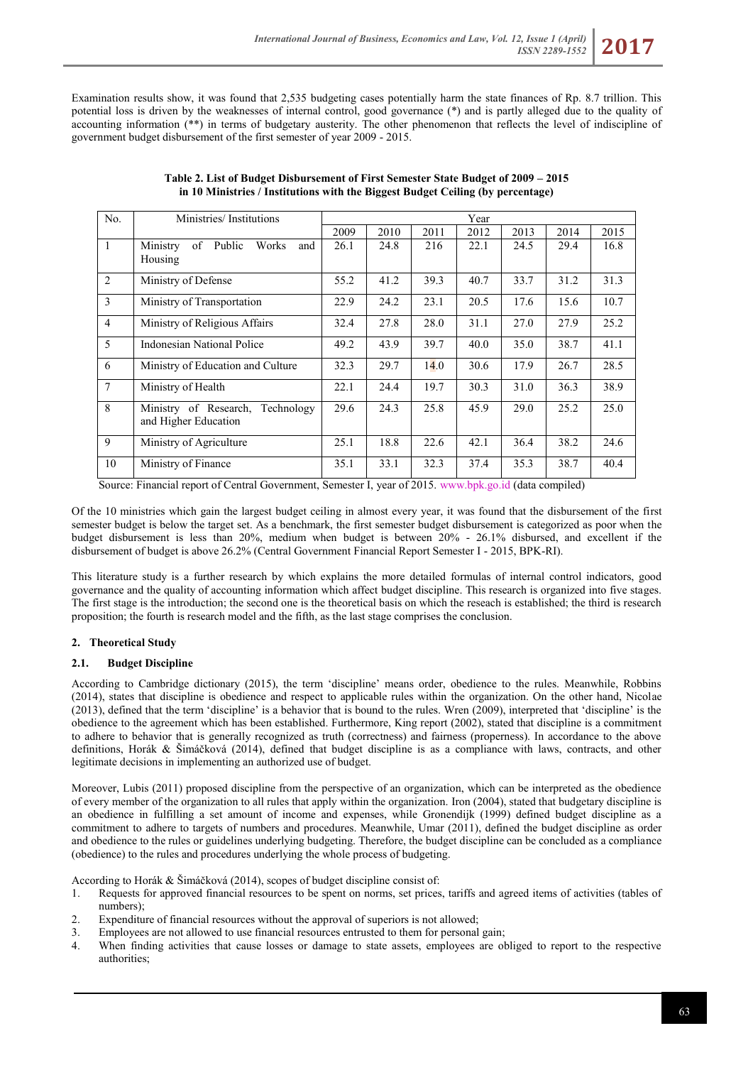Examination results show, it was found that 2,535 budgeting cases potentially harm the state finances of Rp. 8.7 trillion. This potential loss is driven by the weaknesses of internal control, good governance (*) and is partly alleged due to the quality of accounting information (**) in terms of budgetary austerity. The other phenomenon that reflects the level of indiscipline of government budget disbursement of the first semester of year 2009 - 2015.

**Table 2. List of Budget Disbursement of First Semester State Budget of 2009 – 2015 in 10 Ministries / Institutions with the Biggest Budget Ceiling (by percentage)**

| No. | Ministries/ Institutions | Year | | | | | | |
|---|---|---|---|---|---|---|---|---|
| | | 2009 | 2010 | 2011 | 2012 | 2013 | 2014 | 2015 |
| 1 | Ministry of Public Works and Housing | 26.1 | 24.8 | 216 | 22.1 | 24.5 | 29.4 | 16.8 |
| 2 | Ministry of Defense | 55.2 | 41.2 | 39.3 | 40.7 | 33.7 | 31.2 | 31.3 |
| 3 | Ministry of Transportation | 22.9 | 24.2 | 23.1 | 20.5 | 17.6 | 15.6 | 10.7 |
| 4 | Ministry of Religious Affairs | 32.4 | 27.8 | 28.0 | 31.1 | 27.0 | 27.9 | 25.2 |
| 5 | Indonesian National Police | 49.2 | 43.9 | 39.7 | 40.0 | 35.0 | 38.7 | 41.1 |
| 6 | Ministry of Education and Culture | 32.3 | 29.7 | 14.0 | 30.6 | 17.9 | 26.7 | 28.5 |
| 7 | Ministry of Health | 22.1 | 24.4 | 19.7 | 30.3 | 31.0 | 36.3 | 38.9 |
| 8 | Ministry of Research, Technology and Higher Education | 29.6 | 24.3 | 25.8 | 45.9 | 29.0 | 25.2 | 25.0 |
| 9 | Ministry of Agriculture | 25.1 | 18.8 | 22.6 | 42.1 | 36.4 | 38.2 | 24.6 |
| 10 | Ministry of Finance | 35.1 | 33.1 | 32.3 | 37.4 | 35.3 | 38.7 | 40.4 |

Source: Financial report of Central Government, Semester I, year of 2015. www.bpk.go.id (data compiled)

Of the 10 ministries which gain the largest budget ceiling in almost every year, it was found that the disbursement of the first semester budget is below the target set. As a benchmark, the first semester budget disbursement is categorized as poor when the budget disbursement is less than 20%, medium when budget is between 20% - 26.1% disbursed, and excellent if the disbursement of budget is above 26.2% (Central Government Financial Report Semester I - 2015, BPK-RI).

This literature study is a further research by which explains the more detailed formulas of internal control indicators, good governance and the quality of accounting information which affect budget discipline. This research is organized into five stages. The first stage is the introduction; the second one is the theoretical basis on which the reseach is established; the third is research proposition; the fourth is research model and the fifth, as the last stage comprises the conclusion.

## 2. Theoretical Study

### 2.1. Budget Discipline

According to Cambridge dictionary (2015), the term 'discipline' means order, obedience to the rules. Meanwhile, Robbins (2014), states that discipline is obedience and respect to applicable rules within the organization. On the other hand, Nicolae (2013), defined that the term 'discipline' is a behavior that is bound to the rules. Wren (2009), interpreted that 'discipline' is the obedience to the agreement which has been established. Furthermore, King report (2002), stated that discipline is a commitment to adhere to behavior that is generally recognized as truth (correctness) and fairness (properness). In accordance to the above definitions, Horák & Šimáčková (2014), defined that budget discipline is as a compliance with laws, contracts, and other legitimate decisions in implementing an authorized use of budget.

Moreover, Lubis (2011) proposed discipline from the perspective of an organization, which can be interpreted as the obedience of every member of the organization to all rules that apply within the organization. Iron (2004), stated that budgetary discipline is an obedience in fulfilling a set amount of income and expenses, while Gronendijk (1999) defined budget discipline as a commitment to adhere to targets of numbers and procedures. Meanwhile, Umar (2011), defined the budget discipline as order and obedience to the rules or guidelines underlying budgeting. Therefore, the budget discipline can be concluded as a compliance (obedience) to the rules and procedures underlying the whole process of budgeting.

According to Horák & Šimáčková (2014), scopes of budget discipline consist of:

1. Requests for approved financial resources to be spent on norms, set prices, tariffs and agreed items of activities (tables of numbers);
2. Expenditure of financial resources without the approval of superiors is not allowed;
3. Employees are not allowed to use financial resources entrusted to them for personal gain;
4. When finding activities that cause losses or damage to state assets, employees are obliged to report to the respective authorities;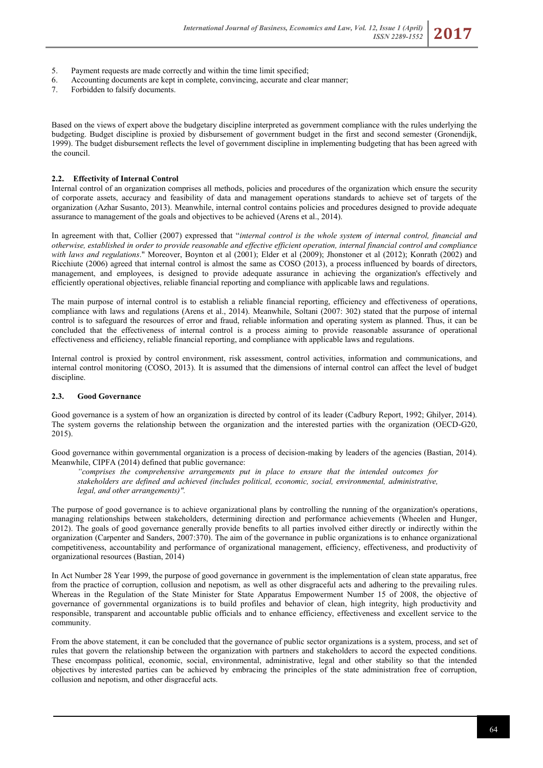5. Payment requests are made correctly and within the time limit specified;
6. Accounting documents are kept in complete, convincing, accurate and clear manner;
7. Forbidden to falsify documents.

Based on the views of expert above the budgetary discipline interpreted as government compliance with the rules underlying the budgeting. Budget discipline is proxied by disbursement of government budget in the first and second semester (Gronendijk, 1999). The budget disbursement reflects the level of government discipline in implementing budgeting that has been agreed with the council.

### 2.2. Effectivity of Internal Control

Internal control of an organization comprises all methods, policies and procedures of the organization which ensure the security of corporate assets, accuracy and feasibility of data and management operations standards to achieve set of targets of the organization (Azhar Susanto, 2013). Meanwhile, internal control contains policies and procedures designed to provide adequate assurance to management of the goals and objectives to be achieved (Arens et al., 2014).

In agreement with that, Collier (2007) expressed that "*internal control is the whole system of internal control, financial and otherwise, established in order to provide reasonable and effective efficient operation, internal financial control and compliance with laws and regulations*." Moreover, Boynton et al (2001); Elder et al (2009); Jhonstoner et al (2012); Konrath (2002) and Ricchiute (2006) agreed that internal control is almost the same as COSO (2013), a process influenced by boards of directors, management, and employees, is designed to provide adequate assurance in achieving the organization's effectively and efficiently operational objectives, reliable financial reporting and compliance with applicable laws and regulations.

The main purpose of internal control is to establish a reliable financial reporting, efficiency and effectiveness of operations, compliance with laws and regulations (Arens et al., 2014). Meanwhile, Soltani (2007: 302) stated that the purpose of internal control is to safeguard the resources of error and fraud, reliable information and operating system as planned. Thus, it can be concluded that the effectiveness of internal control is a process aiming to provide reasonable assurance of operational effectiveness and efficiency, reliable financial reporting, and compliance with applicable laws and regulations.

Internal control is proxied by control environment, risk assessment, control activities, information and communications, and internal control monitoring (COSO, 2013). It is assumed that the dimensions of internal control can affect the level of budget discipline.

### 2.3. Good Governance

Good governance is a system of how an organization is directed by control of its leader (Cadbury Report, 1992; Ghilyer, 2014). The system governs the relationship between the organization and the interested parties with the organization (OECD-G20, 2015).

Good governance within governmental organization is a process of decision-making by leaders of the agencies (Bastian, 2014). Meanwhile, CIPFA (2014) defined that public governance:

> *"comprises the comprehensive arrangements put in place to ensure that the intended outcomes for stakeholders are defined and achieved (includes political, economic, social, environmental, administrative, legal, and other arrangements)".*

The purpose of good governance is to achieve organizational plans by controlling the running of the organization's operations, managing relationships between stakeholders, determining direction and performance achievements (Wheelen and Hunger, 2012). The goals of good governance generally provide benefits to all parties involved either directly or indirectly within the organization (Carpenter and Sanders, 2007:370). The aim of the governance in public organizations is to enhance organizational competitiveness, accountability and performance of organizational management, efficiency, effectiveness, and productivity of organizational resources (Bastian, 2014)

In Act Number 28 Year 1999, the purpose of good governance in government is the implementation of clean state apparatus, free from the practice of corruption, collusion and nepotism, as well as other disgraceful acts and adhering to the prevailing rules. Whereas in the Regulation of the State Minister for State Apparatus Empowerment Number 15 of 2008, the objective of governance of governmental organizations is to build profiles and behavior of clean, high integrity, high productivity and responsible, transparent and accountable public officials and to enhance efficiency, effectiveness and excellent service to the community.

From the above statement, it can be concluded that the governance of public sector organizations is a system, process, and set of rules that govern the relationship between the organization with partners and stakeholders to accord the expected conditions. These encompass political, economic, social, environmental, administrative, legal and other stability so that the intended objectives by interested parties can be achieved by embracing the principles of the state administration free of corruption, collusion and nepotism, and other disgraceful acts.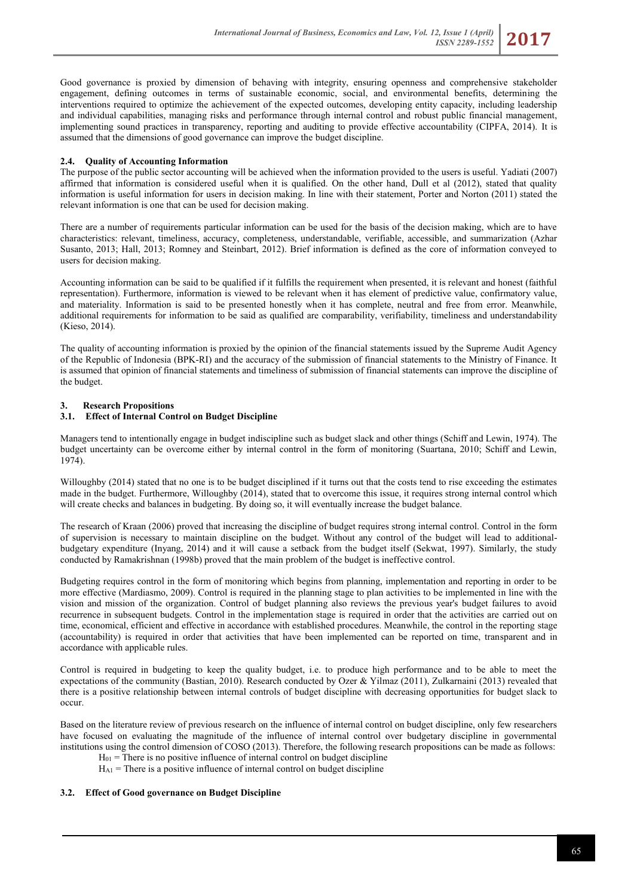Good governance is proxied by dimension of behaving with integrity, ensuring openness and comprehensive stakeholder engagement, defining outcomes in terms of sustainable economic, social, and environmental benefits, determining the interventions required to optimize the achievement of the expected outcomes, developing entity capacity, including leadership and individual capabilities, managing risks and performance through internal control and robust public financial management, implementing sound practices in transparency, reporting and auditing to provide effective accountability (CIPFA, 2014). It is assumed that the dimensions of good governance can improve the budget discipline.

### 2.4. Quality of Accounting Information

The purpose of the public sector accounting will be achieved when the information provided to the users is useful. Yadiati (2007) affirmed that information is considered useful when it is qualified. On the other hand, Dull et al (2012), stated that quality information is useful information for users in decision making. In line with their statement, Porter and Norton (2011) stated the relevant information is one that can be used for decision making.

There are a number of requirements particular information can be used for the basis of the decision making, which are to have characteristics: relevant, timeliness, accuracy, completeness, understandable, verifiable, accessible, and summarization (Azhar Susanto, 2013; Hall, 2013; Romney and Steinbart, 2012). Brief information is defined as the core of information conveyed to users for decision making.

Accounting information can be said to be qualified if it fulfills the requirement when presented, it is relevant and honest (faithful representation). Furthermore, information is viewed to be relevant when it has element of predictive value, confirmatory value, and materiality. Information is said to be presented honestly when it has complete, neutral and free from error. Meanwhile, additional requirements for information to be said as qualified are comparability, verifiability, timeliness and understandability (Kieso, 2014).

The quality of accounting information is proxied by the opinion of the financial statements issued by the Supreme Audit Agency of the Republic of Indonesia (BPK-RI) and the accuracy of the submission of financial statements to the Ministry of Finance. It is assumed that opinion of financial statements and timeliness of submission of financial statements can improve the discipline of the budget.

## 3. Research Propositions

### 3.1. Effect of Internal Control on Budget Discipline

Managers tend to intentionally engage in budget indiscipline such as budget slack and other things (Schiff and Lewin, 1974). The budget uncertainty can be overcome either by internal control in the form of monitoring (Suartana, 2010; Schiff and Lewin, 1974).

Willoughby (2014) stated that no one is to be budget disciplined if it turns out that the costs tend to rise exceeding the estimates made in the budget. Furthermore, Willoughby (2014), stated that to overcome this issue, it requires strong internal control which will create checks and balances in budgeting. By doing so, it will eventually increase the budget balance.

The research of Kraan (2006) proved that increasing the discipline of budget requires strong internal control. Control in the form of supervision is necessary to maintain discipline on the budget. Without any control of the budget will lead to additional-budgetary expenditure (Inyang, 2014) and it will cause a setback from the budget itself (Sekwat, 1997). Similarly, the study conducted by Ramakrishnan (1998b) proved that the main problem of the budget is ineffective control.

Budgeting requires control in the form of monitoring which begins from planning, implementation and reporting in order to be more effective (Mardiasmo, 2009). Control is required in the planning stage to plan activities to be implemented in line with the vision and mission of the organization. Control of budget planning also reviews the previous year's budget failures to avoid recurrence in subsequent budgets. Control in the implementation stage is required in order that the activities are carried out on time, economical, efficient and effective in accordance with established procedures. Meanwhile, the control in the reporting stage (accountability) is required in order that activities that have been implemented can be reported on time, transparent and in accordance with applicable rules.

Control is required in budgeting to keep the quality budget, i.e. to produce high performance and to be able to meet the expectations of the community (Bastian, 2010). Research conducted by Ozer & Yilmaz (2011), Zulkarnaini (2013) revealed that there is a positive relationship between internal controls of budget discipline with decreasing opportunities for budget slack to occur.

Based on the literature review of previous research on the influence of internal control on budget discipline, only few researchers have focused on evaluating the magnitude of the influence of internal control over budgetary discipline in governmental institutions using the control dimension of COSO (2013). Therefore, the following research propositions can be made as follows:

$H_{01}$ = There is no positive influence of internal control on budget discipline

$H_{A1}$ = There is a positive influence of internal control on budget discipline

### 3.2. Effect of Good governance on Budget Discipline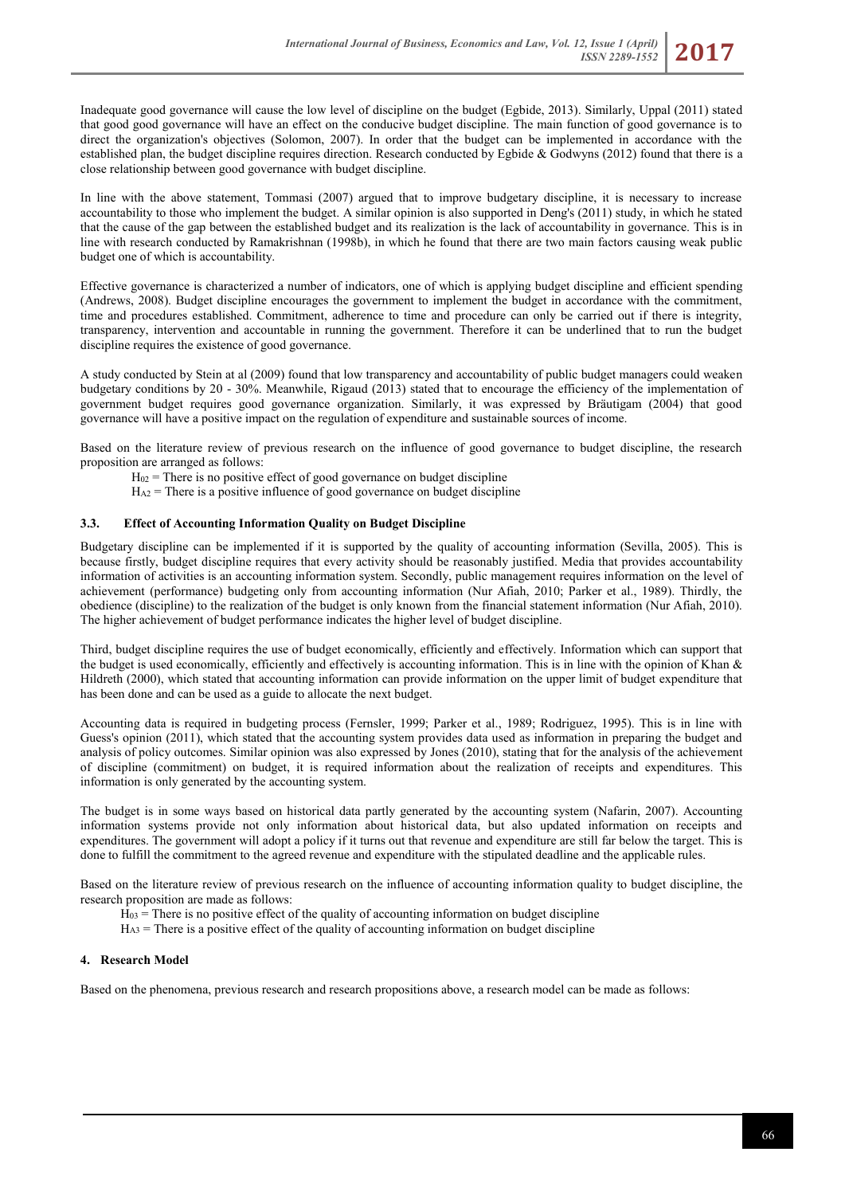Inadequate good governance will cause the low level of discipline on the budget (Egbide, 2013). Similarly, Uppal (2011) stated that good good governance will have an effect on the conducive budget discipline. The main function of good governance is to direct the organization's objectives (Solomon, 2007). In order that the budget can be implemented in accordance with the established plan, the budget discipline requires direction. Research conducted by Egbide & Godwyns (2012) found that there is a close relationship between good governance with budget discipline.

In line with the above statement, Tommasi (2007) argued that to improve budgetary discipline, it is necessary to increase accountability to those who implement the budget. A similar opinion is also supported in Deng's (2011) study, in which he stated that the cause of the gap between the established budget and its realization is the lack of accountability in governance. This is in line with research conducted by Ramakrishnan (1998b), in which he found that there are two main factors causing weak public budget one of which is accountability.

Effective governance is characterized a number of indicators, one of which is applying budget discipline and efficient spending (Andrews, 2008). Budget discipline encourages the government to implement the budget in accordance with the commitment, time and procedures established. Commitment, adherence to time and procedure can only be carried out if there is integrity, transparency, intervention and accountable in running the government. Therefore it can be underlined that to run the budget discipline requires the existence of good governance.

A study conducted by Stein at al (2009) found that low transparency and accountability of public budget managers could weaken budgetary conditions by 20 - 30%. Meanwhile, Rigaud (2013) stated that to encourage the efficiency of the implementation of government budget requires good governance organization. Similarly, it was expressed by Bräutigam (2004) that good governance will have a positive impact on the regulation of expenditure and sustainable sources of income.

Based on the literature review of previous research on the influence of good governance to budget discipline, the research proposition are arranged as follows:

$H_{02}$ = There is no positive effect of good governance on budget discipline
$H_{A2}$ = There is a positive influence of good governance on budget discipline

### 3.3. Effect of Accounting Information Quality on Budget Discipline

Budgetary discipline can be implemented if it is supported by the quality of accounting information (Sevilla, 2005). This is because firstly, budget discipline requires that every activity should be reasonably justified. Media that provides accountability information of activities is an accounting information system. Secondly, public management requires information on the level of achievement (performance) budgeting only from accounting information (Nur Afiah, 2010; Parker et al., 1989). Thirdly, the obedience (discipline) to the realization of the budget is only known from the financial statement information (Nur Afiah, 2010). The higher achievement of budget performance indicates the higher level of budget discipline.

Third, budget discipline requires the use of budget economically, efficiently and effectively. Information which can support that the budget is used economically, efficiently and effectively is accounting information. This is in line with the opinion of Khan & Hildreth (2000), which stated that accounting information can provide information on the upper limit of budget expenditure that has been done and can be used as a guide to allocate the next budget.

Accounting data is required in budgeting process (Fernsler, 1999; Parker et al., 1989; Rodriguez, 1995). This is in line with Guess's opinion (2011), which stated that the accounting system provides data used as information in preparing the budget and analysis of policy outcomes. Similar opinion was also expressed by Jones (2010), stating that for the analysis of the achievement of discipline (commitment) on budget, it is required information about the realization of receipts and expenditures. This information is only generated by the accounting system.

The budget is in some ways based on historical data partly generated by the accounting system (Nafarin, 2007). Accounting information systems provide not only information about historical data, but also updated information on receipts and expenditures. The government will adopt a policy if it turns out that revenue and expenditure are still far below the target. This is done to fulfill the commitment to the agreed revenue and expenditure with the stipulated deadline and the applicable rules.

Based on the literature review of previous research on the influence of accounting information quality to budget discipline, the research proposition are made as follows:

$H_{03}$ = There is no positive effect of the quality of accounting information on budget discipline
$H_{A3}$ = There is a positive effect of the quality of accounting information on budget discipline

## 4. Research Model

Based on the phenomena, previous research and research propositions above, a research model can be made as follows: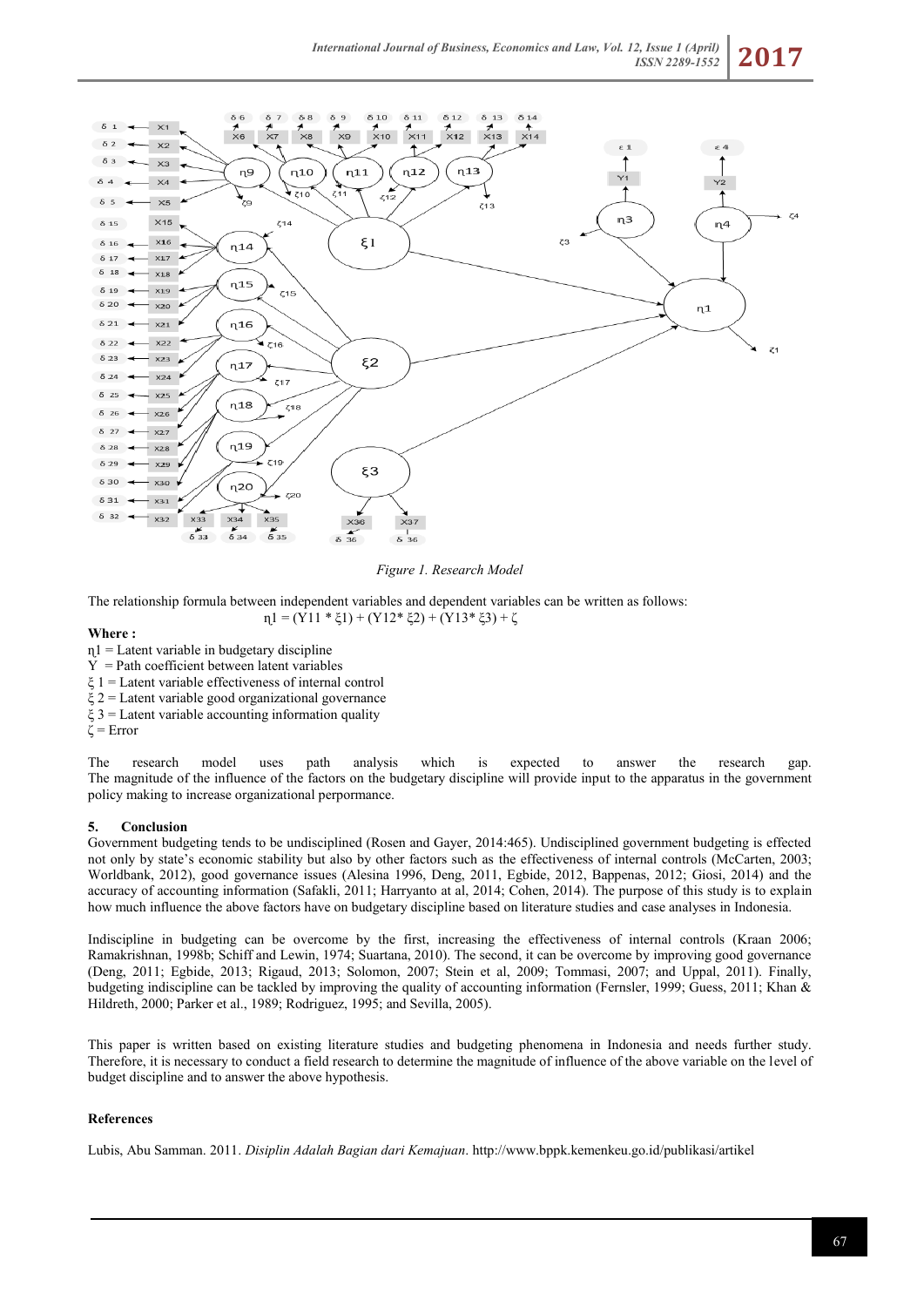Figure 1. Research Model

The relationship formula between independent variables and dependent variables can be written as follows:

$$\eta1 = (Y11 * \xi1) + (Y12 * \xi2) + (Y13 * \xi3) + \zeta$$

**Where :**

$\eta1$ = Latent variable in budgetary discipline
Y = Path coefficient between latent variables
$\xi$ 1 = Latent variable effectiveness of internal control
$\xi$ 2 = Latent variable good organizational governance
$\xi$ 3 = Latent variable accounting information quality
$\zeta$ = Error

The research model uses path analysis which is expected to answer the research gap. The magnitude of the influence of the factors on the budgetary discipline will provide input to the apparatus in the government policy making to increase organizational perpormance.

### 5. Conclusion

Government budgeting tends to be undisciplined (Rosen and Gayer, 2014:465). Undisciplined government budgeting is effected not only by state's economic stability but also by other factors such as the effectiveness of internal controls (McCarten, 2003; Worldbank, 2012), good governance issues (Alesina 1996, Deng, 2011, Egbide, 2012, Bappenas, 2012; Giosi, 2014) and the accuracy of accounting information (Safakli, 2011; Harryanto at al, 2014; Cohen, 2014). The purpose of this study is to explain how much influence the above factors have on budgetary discipline based on literature studies and case analyses in Indonesia.

Indiscipline in budgeting can be overcome by the first, increasing the effectiveness of internal controls (Kraan 2006; Ramakrishnan, 1998b; Schiff and Lewin, 1974; Suartana, 2010). The second, it can be overcome by improving good governance (Deng, 2011; Egbide, 2013; Rigaud, 2013; Solomon, 2007; Stein et al, 2009; Tommasi, 2007; and Uppal, 2011). Finally, budgeting indiscipline can be tackled by improving the quality of accounting information (Fernsler, 1999; Guess, 2011; Khan & Hildreth, 2000; Parker et al., 1989; Rodriguez, 1995; and Sevilla, 2005).

This paper is written based on existing literature studies and budgeting phenomena in Indonesia and needs further study. Therefore, it is necessary to conduct a field research to determine the magnitude of influence of the above variable on the level of budget discipline and to answer the above hypothesis.

### References

Lubis, Abu Samman. 2011. *Disiplin Adalah Bagian dari Kemajuan*. http://www.bppk.kemenkeu.go.id/publikasi/artikel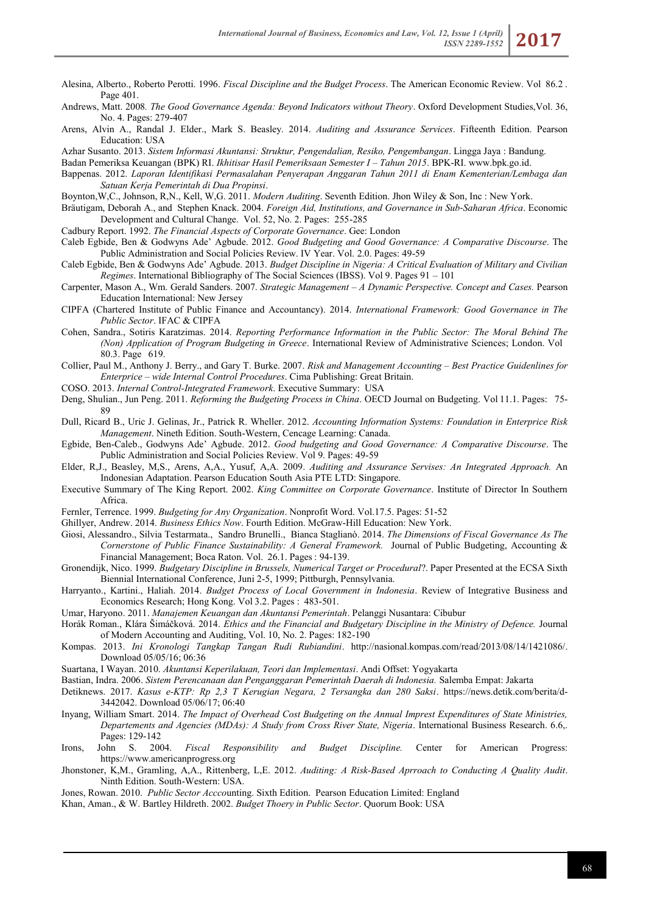Alesina, Alberto., Roberto Perotti. 1996. *Fiscal Discipline and the Budget Process*. The American Economic Review. Vol 86.2 . Page 401.

Andrews, Matt. 2008. *The Good Governance Agenda: Beyond Indicators without Theory*. Oxford Development Studies,Vol. 36, No. 4. Pages: 279-407

Arens, Alvin A., Randal J. Elder., Mark S. Beasley. 2014. *Auditing and Assurance Services*. Fifteenth Edition. Pearson Education: USA

Azhar Susanto. 2013. *Sistem Informasi Akuntansi: Struktur, Pengendalian, Resiko, Pengembangan*. Lingga Jaya : Bandung.

Badan Pemeriksa Keuangan (BPK) RI. *Ikhitisar Hasil Pemeriksaan Semester I – Tahun 2015*. BPK-RI. www.bpk.go.id.

Bappenas. 2012. *Laporan Identifikasi Permasalahan Penyerapan Anggaran Tahun 2011 di Enam Kementerian/Lembaga dan Satuan Kerja Pemerintah di Dua Propinsi*.

Boynton,W,C., Johnson, R,N., Kell, W,G. 2011. *Modern Auditing*. Seventh Edition. Jhon Wiley & Son, Inc : New York.

Bräutigam, Deborah A., and Stephen Knack. 2004. *Foreign Aid, Institutions, and Governance in Sub-Saharan Africa*. Economic Development and Cultural Change. Vol. 52, No. 2. Pages: 255-285

Cadbury Report. 1992. *The Financial Aspects of Corporate Governance*. Gee: London

Caleb Egbide, Ben & Godwyns Ade' Agbude. 2012. *Good Budgeting and Good Governance: A Comparative Discourse*. The Public Administration and Social Policies Review. IV Year. Vol. 2.0. Pages: 49-59

Caleb Egbide, Ben & Godwyns Ade' Agbude. 2013. *Budget Discipline in Nigeria: A Critical Evaluation of Military and Civilian Regimes*. International Bibliography of The Social Sciences (IBSS). Vol 9. Pages 91 – 101

Carpenter, Mason A., Wm. Gerald Sanders. 2007. *Strategic Management – A Dynamic Perspective. Concept and Cases.* Pearson Education International: New Jersey

CIPFA (Chartered Institute of Public Finance and Accountancy). 2014. *International Framework: Good Governance in The Public Sector*. IFAC & CIPFA

Cohen, Sandra., Sotiris Karatzimas. 2014. *Reporting Performance Information in the Public Sector: The Moral Behind The (Non) Application of Program Budgeting in Greece*. International Review of Administrative Sciences; London. Vol 80.3. Page 619.

Collier, Paul M., Anthony J. Berry., and Gary T. Burke. 2007. *Risk and Management Accounting – Best Practice Guidenlines for Enterprice – wide Internal Control Procedures*. Cima Publishing: Great Britain.

COSO. 2013. *Internal Control-Integrated Framework*. Executive Summary: USA

Deng, Shulian., Jun Peng. 2011. *Reforming the Budgeting Process in China*. OECD Journal on Budgeting. Vol 11.1. Pages: 75-89

Dull, Ricard B., Uric J. Gelinas, Jr., Patrick R. Wheller. 2012. *Accounting Information Systems: Foundation in Enterprice Risk Management*. Nineth Edition. South-Western, Cencage Learning: Canada.

Egbide, Ben-Caleb., Godwyns Ade' Agbude. 2012. *Good budgeting and Good Governance: A Comparative Discourse*. The Public Administration and Social Policies Review. Vol 9. Pages: 49-59

Elder, R,J., Beasley, M,S., Arens, A,A., Yusuf, A,A. 2009. *Auditing and Assurance Servises: An Integrated Approach.* An Indonesian Adaptation. Pearson Education South Asia PTE LTD: Singapore.

Executive Summary of The King Report. 2002. *King Committee on Corporate Governance*. Institute of Director In Southern Africa.

Fernler, Terrence. 1999. *Budgeting for Any Organization*. Nonprofit Word. Vol.17.5. Pages: 51-52

Ghillyer, Andrew. 2014. *Business Ethics Now*. Fourth Edition. McGraw-Hill Education: New York.

Giosi, Alessandro., Silvia Testarmata., Sandro Brunelli., Bianca Staglianò. 2014. *The Dimensions of Fiscal Governance As The Cornerstone of Public Finance Sustainability: A General Framework.* Journal of Public Budgeting, Accounting & Financial Management; Boca Raton. Vol. 26.1. Pages : 94-139.

Gronendijk, Nico. 1999. *Budgetary Discipline in Brussels, Numerical Target or Procedural*?. Paper Presented at the ECSA Sixth Biennial International Conference, Juni 2-5, 1999; Pittburgh, Pennsylvania.

Harryanto., Kartini., Haliah. 2014. *Budget Process of Local Government in Indonesia*. Review of Integrative Business and Economics Research; Hong Kong. Vol 3.2. Pages : 483-501.

Umar, Haryono. 2011. *Manajemen Keuangan dan Akuntansi Pemerintah*. Pelanggi Nusantara: Cibubur

Horák Roman., Klára Šimáčková. 2014. *Ethics and the Financial and Budgetary Discipline in the Ministry of Defence.* Journal of Modern Accounting and Auditing, Vol. 10, No. 2. Pages: 182-190

Kompas. 2013. *Ini Kronologi Tangkap Tangan Rudi Rubiandini*. http://nasional.kompas.com/read/2013/08/14/1421086/. Download 05/05/16; 06:36

Suartana, I Wayan. 2010. *Akuntansi Keperilakuan, Teori dan Implementasi*. Andi Offset: Yogyakarta

Bastian, Indra. 2006. *Sistem Perencanaan dan Penganggaran Pemerintah Daerah di Indonesia.* Salemba Empat: Jakarta

Detiknews. 2017. *Kasus e-KTP: Rp 2,3 T Kerugian Negara, 2 Tersangka dan 280 Saksi*. https://news.detik.com/berita/d-3442042. Download 05/06/17; 06:40

Inyang, William Smart. 2014. *The Impact of Overhead Cost Budgeting on the Annual Imprest Expenditures of State Ministries, Departements and Agencies (MDAs): A Study from Cross River State, Nigeria*. International Business Research. 6.6,. Pages: 129-142

Irons, John S. 2004. *Fiscal Responsibility and Budget Discipline.* Center for American Progress: https://www.americanprogress.org

Jhonstoner, K,M., Gramling, A,A., Rittenberg, L,E. 2012. *Auditing: A Risk-Based Aprroach to Conducting A Quality Audit*. Ninth Edition. South-Western: USA.

Jones, Rowan. 2010. *Public Sector Accco*unting. Sixth Edition. Pearson Education Limited: England

Khan, Aman., & W. Bartley Hildreth. 2002. *Budget Thoery in Public Sector*. Quorum Book: USA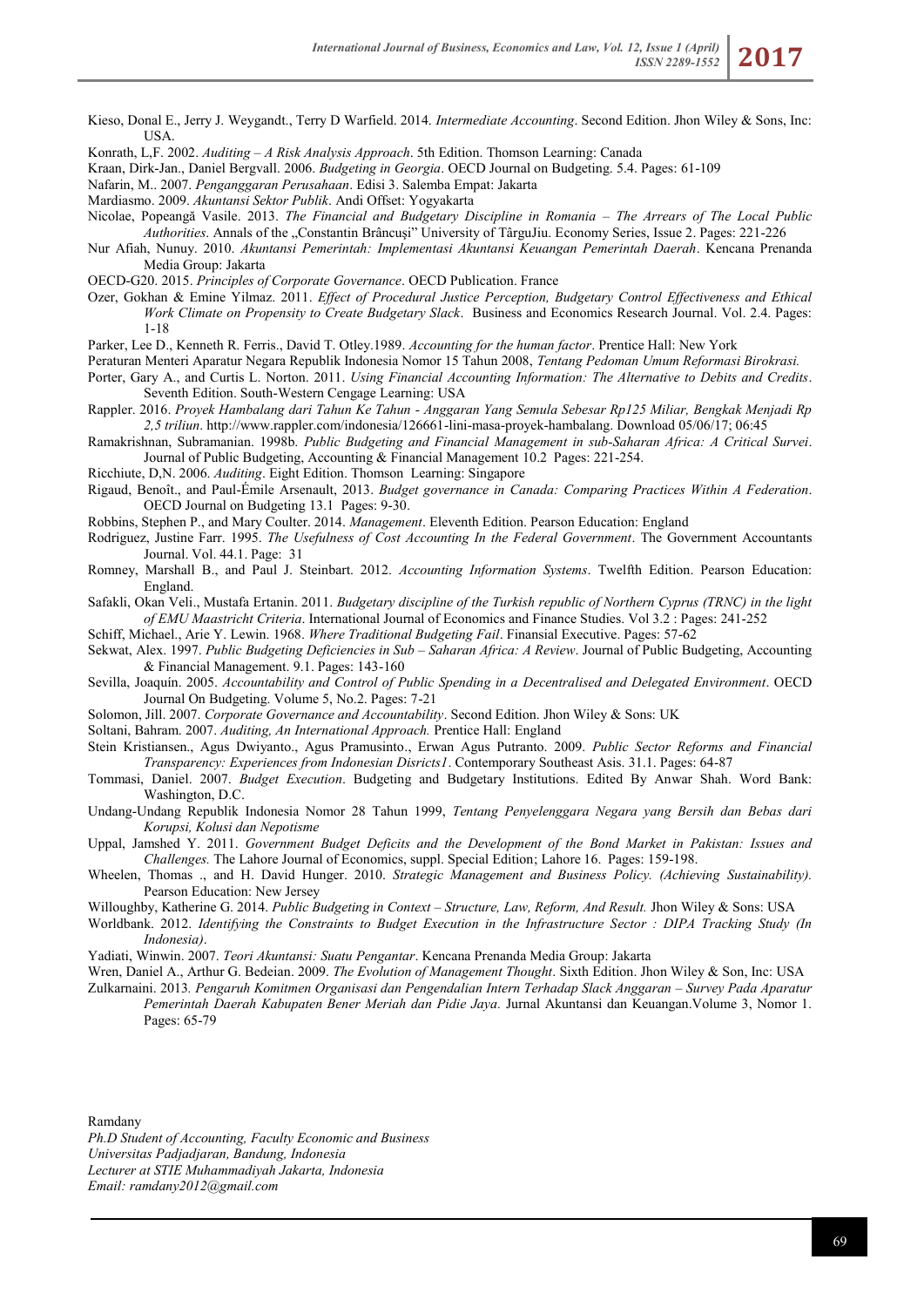Kieso, Donal E., Jerry J. Weygandt., Terry D Warfield. 2014. *Intermediate Accounting*. Second Edition. Jhon Wiley & Sons, Inc: USA.

Konrath, L,F. 2002. *Auditing – A Risk Analysis Approach*. 5th Edition. Thomson Learning: Canada

Kraan, Dirk-Jan., Daniel Bergvall. 2006. *Budgeting in Georgia*. OECD Journal on Budgeting. 5.4. Pages: 61-109

Nafarin, M.. 2007. *Penganggaran Perusahaan*. Edisi 3. Salemba Empat: Jakarta

Mardiasmo. 2009. *Akuntansi Sektor Publik*. Andi Offset: Yogyakarta

Nicolae, Popeangă Vasile. 2013. *The Financial and Budgetary Discipline in Romania – The Arrears of The Local Public Authorities*. Annals of the „Constantin Brâncuşi" University of TârguJiu. Economy Series, Issue 2. Pages: 221-226

Nur Afiah, Nunuy. 2010. *Akuntansi Pemerintah: Implementasi Akuntansi Keuangan Pemerintah Daerah*. Kencana Prenanda Media Group: Jakarta

OECD-G20. 2015. *Principles of Corporate Governance*. OECD Publication. France

Ozer, Gokhan & Emine Yilmaz. 2011. *Effect of Procedural Justice Perception, Budgetary Control Effectiveness and Ethical Work Climate on Propensity to Create Budgetary Slack*. Business and Economics Research Journal. Vol. 2.4. Pages: 1-18

Parker, Lee D., Kenneth R. Ferris., David T. Otley.1989. *Accounting for the human factor*. Prentice Hall: New York

Peraturan Menteri Aparatur Negara Republik Indonesia Nomor 15 Tahun 2008, *Tentang Pedoman Umum Reformasi Birokrasi.*

Porter, Gary A., and Curtis L. Norton. 2011. *Using Financial Accounting Information: The Alternative to Debits and Credits*. Seventh Edition. South-Western Cengage Learning: USA

Rappler. 2016. *Proyek Hambalang dari Tahun Ke Tahun - Anggaran Yang Semula Sebesar Rp125 Miliar, Bengkak Menjadi Rp 2,5 triliun*. http://www.rappler.com/indonesia/126661-lini-masa-proyek-hambalang. Download 05/06/17; 06:45

Ramakrishnan, Subramanian. 1998b. *Public Budgeting and Financial Management in sub-Saharan Africa: A Critical Survei*. Journal of Public Budgeting, Accounting & Financial Management 10.2 Pages: 221-254.

Ricchiute, D,N. 2006. *Auditing*. Eight Edition. Thomson Learning: Singapore

Rigaud, Benoît., and Paul-Émile Arsenault, 2013. *Budget governance in Canada: Comparing Practices Within A Federation*. OECD Journal on Budgeting 13.1 Pages: 9-30.

Robbins, Stephen P., and Mary Coulter. 2014. *Management*. Eleventh Edition. Pearson Education: England

Rodriguez, Justine Farr. 1995. *The Usefulness of Cost Accounting In the Federal Government*. The Government Accountants Journal. Vol. 44.1. Page: 31

Romney, Marshall B., and Paul J. Steinbart. 2012. *Accounting Information Systems*. Twelfth Edition. Pearson Education: England.

Safakli, Okan Veli., Mustafa Ertanin. 2011. *Budgetary discipline of the Turkish republic of Northern Cyprus (TRNC) in the light of EMU Maastricht Criteria*. International Journal of Economics and Finance Studies. Vol 3.2 : Pages: 241-252

Schiff, Michael., Arie Y. Lewin. 1968. *Where Traditional Budgeting Fail*. Finansial Executive. Pages: 57-62

Sekwat, Alex. 1997. *Public Budgeting Deficiencies in Sub – Saharan Africa: A Review*. Journal of Public Budgeting, Accounting & Financial Management. 9.1. Pages: 143-160

Sevilla, Joaquín. 2005. *Accountability and Control of Public Spending in a Decentralised and Delegated Environment*. OECD Journal On Budgeting. Volume 5, No.2. Pages: 7-21

Solomon, Jill. 2007. *Corporate Governance and Accountability*. Second Edition. Jhon Wiley & Sons: UK

Soltani, Bahram. 2007. *Auditing, An International Approach.* Prentice Hall: England

Stein Kristiansen., Agus Dwiyanto., Agus Pramusinto., Erwan Agus Putranto. 2009. *Public Sector Reforms and Financial Transparency: Experiences from Indonesian Disricts1*. Contemporary Southeast Asis. 31.1. Pages: 64-87

Tommasi, Daniel. 2007. *Budget Execution*. Budgeting and Budgetary Institutions. Edited By Anwar Shah. Word Bank: Washington, D.C.

Undang-Undang Republik Indonesia Nomor 28 Tahun 1999, *Tentang Penyelenggara Negara yang Bersih dan Bebas dari Korupsi, Kolusi dan Nepotisme*

Uppal, Jamshed Y. 2011. *Government Budget Deficits and the Development of the Bond Market in Pakistan: Issues and Challenges.* The Lahore Journal of Economics, suppl. Special Edition; Lahore 16. Pages: 159-198.

Wheelen, Thomas ., and H. David Hunger. 2010. *Strategic Management and Business Policy. (Achieving Sustainability).* Pearson Education: New Jersey

Willoughby, Katherine G. 2014. *Public Budgeting in Context – Structure, Law, Reform, And Result.* Jhon Wiley & Sons: USA

Worldbank. 2012. *Identifying the Constraints to Budget Execution in the Infrastructure Sector : DIPA Tracking Study (In Indonesia)*.

Yadiati, Winwin. 2007. *Teori Akuntansi: Suatu Pengantar*. Kencana Prenanda Media Group: Jakarta

Wren, Daniel A., Arthur G. Bedeian. 2009. *The Evolution of Management Thought*. Sixth Edition. Jhon Wiley & Son, Inc: USA

Zulkarnaini. 2013*. Pengaruh Komitmen Organisasi dan Pengendalian Intern Terhadap Slack Anggaran – Survey Pada Aparatur Pemerintah Daerah Kabupaten Bener Meriah dan Pidie Jaya.* Jurnal Akuntansi dan Keuangan.Volume 3, Nomor 1. Pages: 65-79

Ramdany
*Ph.D Student of Accounting, Faculty Economic and Business*
*Universitas Padjadjaran, Bandung, Indonesia*
*Lecturer at STIE Muhammadiyah Jakarta, Indonesia*
*Email: ramdany2012@gmail.com*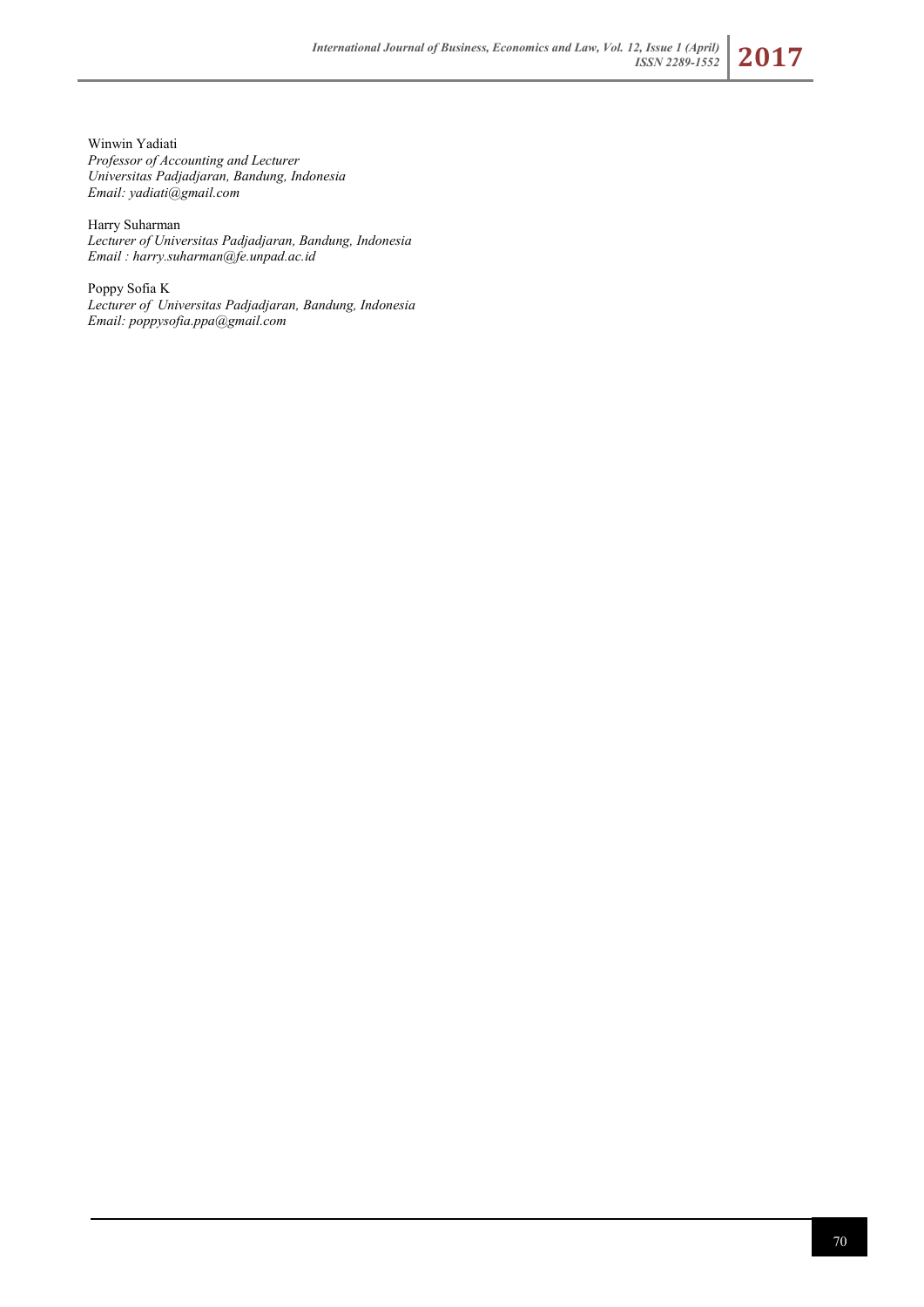Winwin Yadiati
*Professor of Accounting and Lecturer*
*Universitas Padjadjaran, Bandung, Indonesia*
*Email: yadiati@gmail.com*

Harry Suharman
*Lecturer of Universitas Padjadjaran, Bandung, Indonesia*
*Email : harry.suharman@fe.unpad.ac.id*

Poppy Sofia K
*Lecturer of Universitas Padjadjaran, Bandung, Indonesia*
*Email: poppysofia.ppa@gmail.com*